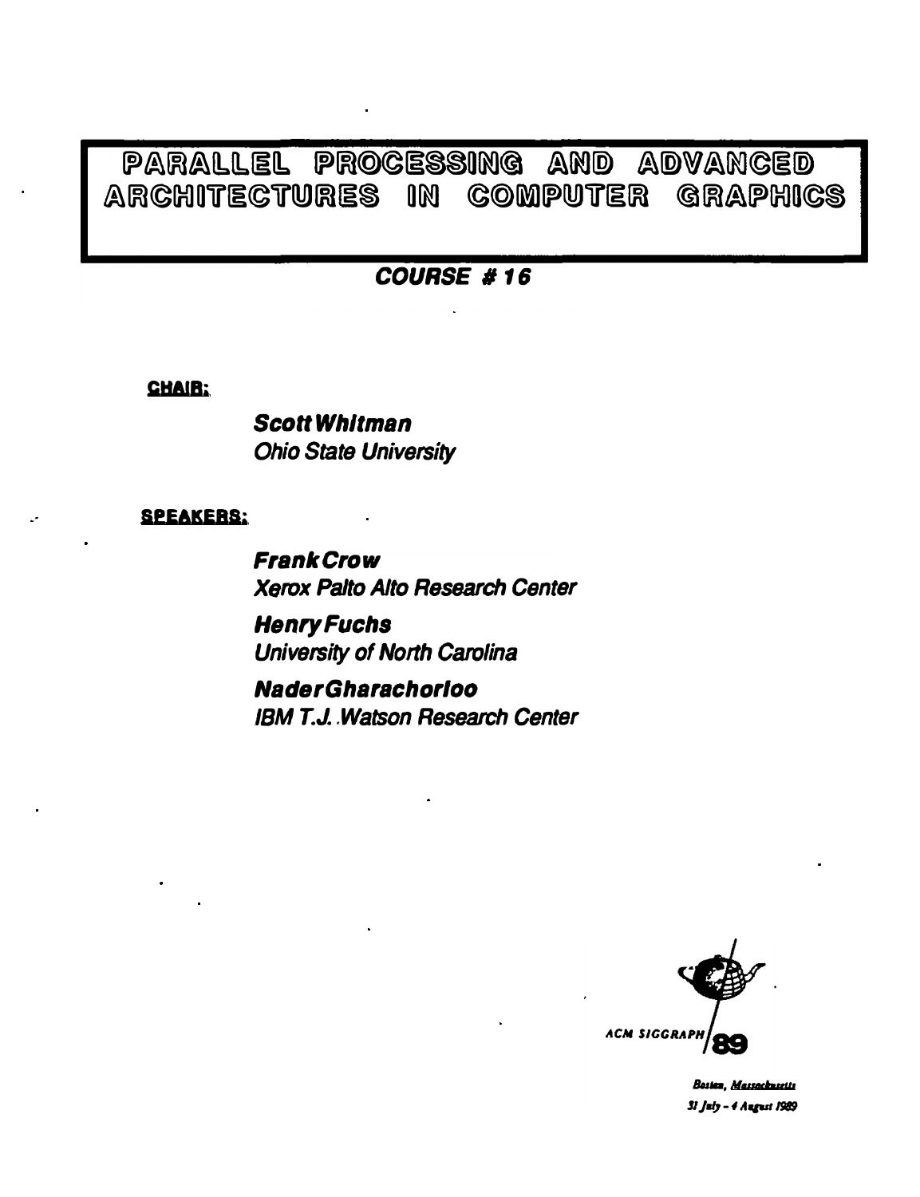# PARALLEL PROCESSING AND ADVANCED ARCHITECTURES IN COMPUTER GRAPHICS

## COURSE # 16

**CHAIR:**

***Scott Whitman***
*Ohio State University*

**SPEAKERS:**

***Frank Crow***
*Xerox Palto Alto Research Center*

***Henry Fuchs***
*University of North Carolina*

***Nader Gharachorloo***
*IBM T.J. Watson Research Center*

ACM SIGGRAPH 89

*Boston, Massachusetts*
*31 July - 4 August 1989*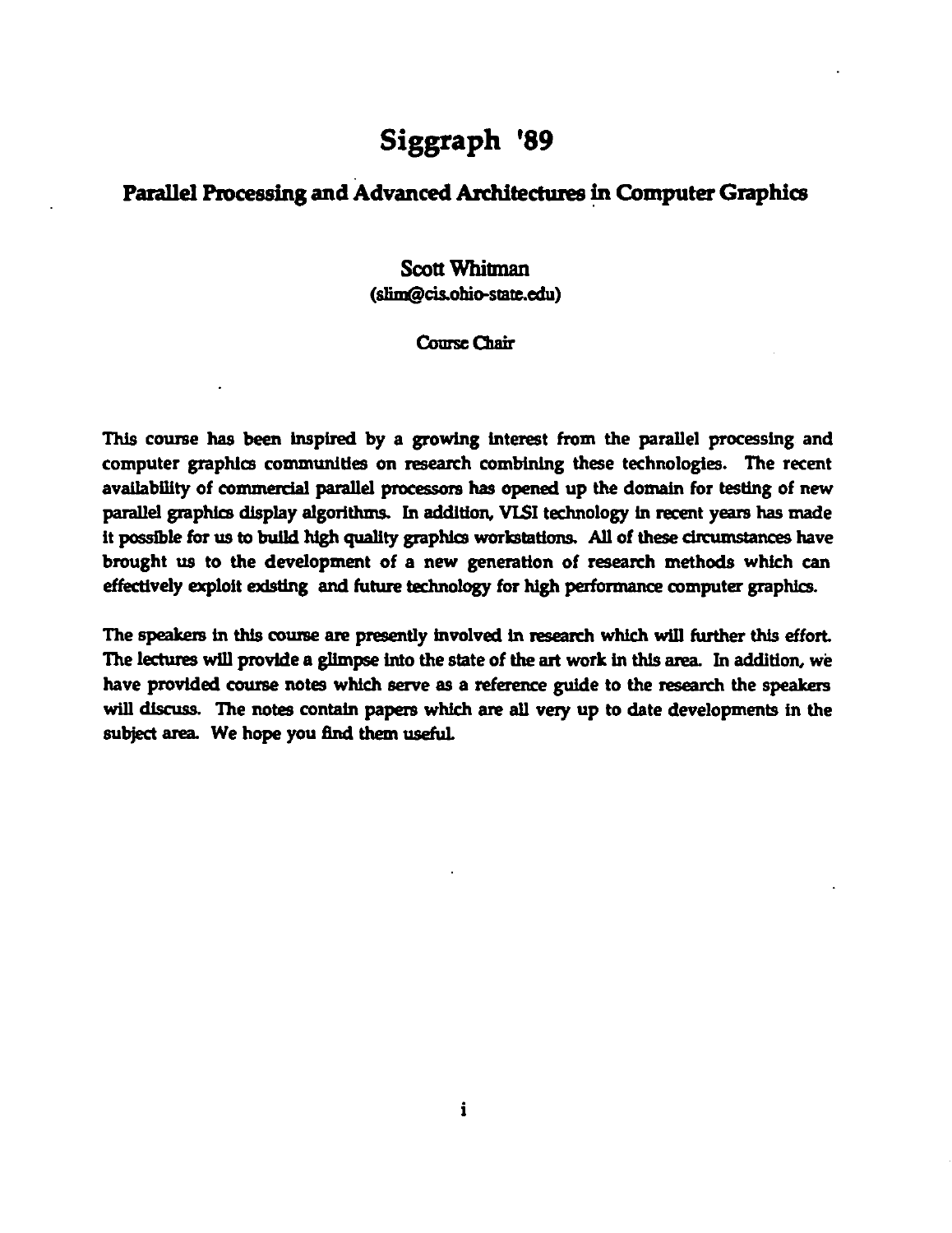# Siggraph '89

## Parallel Processing and Advanced Architectures in Computer Graphics

Scott Whitman
(slim@cis.ohio-state.edu)

Course Chair

This course has been inspired by a growing interest from the parallel processing and computer graphics communities on research combining these technologies. The recent availability of commercial parallel processors has opened up the domain for testing of new parallel graphics display algorithms. In addition, VLSI technology in recent years has made it possible for us to build high quality graphics workstations. All of these circumstances have brought us to the development of a new generation of research methods which can effectively exploit existing and future technology for high performance computer graphics.

The speakers in this course are presently involved in research which will further this effort. The lectures will provide a glimpse into the state of the art work in this area. In addition, we have provided course notes which serve as a reference guide to the research the speakers will discuss. The notes contain papers which are all very up to date developments in the subject area. We hope you find them useful.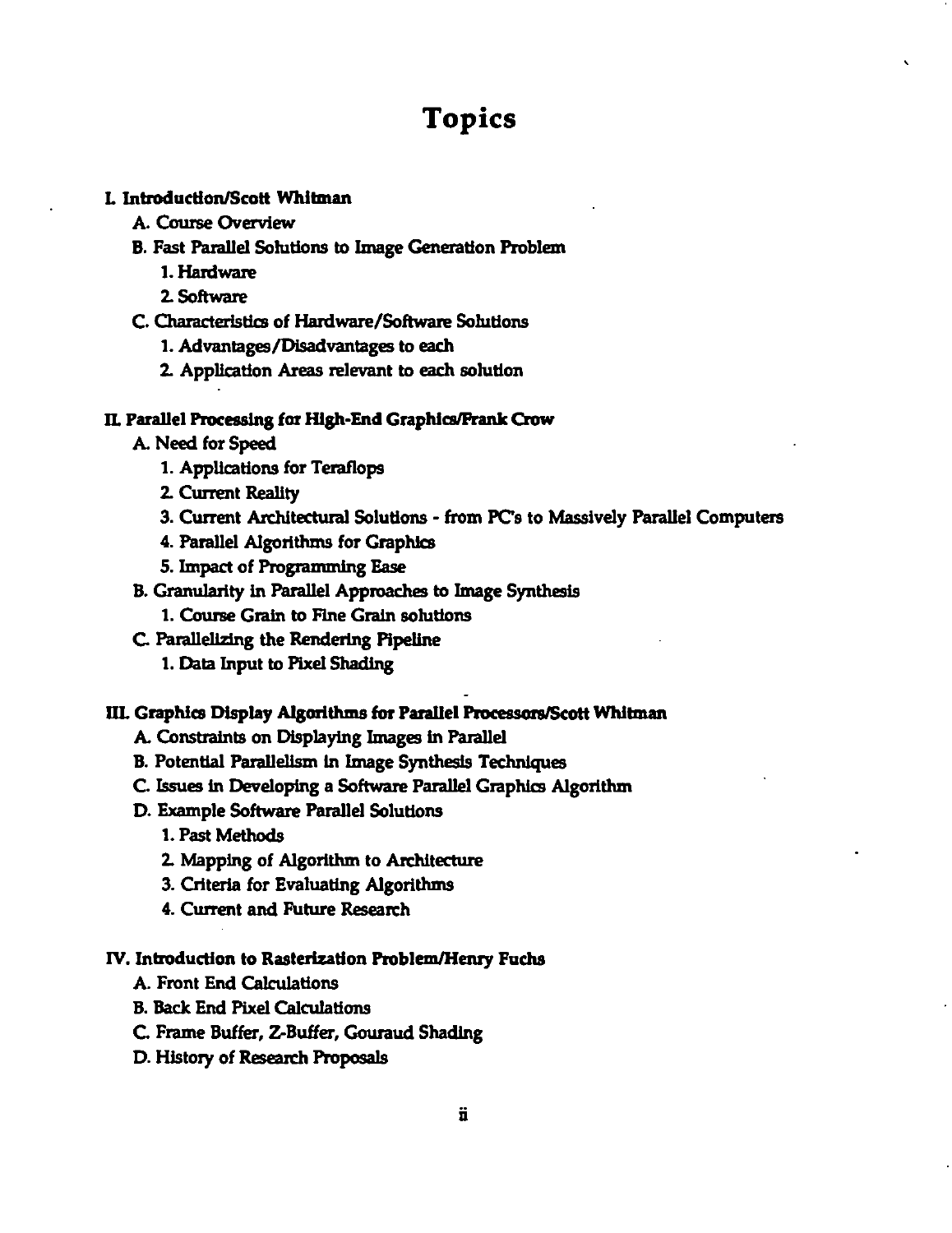# Topics

**I. Introduction/Scott Whitman**

- A. Course Overview
- B. Fast Parallel Solutions to Image Generation Problem
    - 1. Hardware
    - 2. Software
- C. Characteristics of Hardware/Software Solutions
    - 1. Advantages/Disadvantages to each
    - 2. Application Areas relevant to each solution

**II. Parallel Processing for High-End Graphics/Frank Crow**

- A. Need for Speed
    - 1. Applications for Teraflops
    - 2. Current Reality
    - 3. Current Architectural Solutions - from PC's to Massively Parallel Computers
    - 4. Parallel Algorithms for Graphics
    - 5. Impact of Programming Ease
- B. Granularity in Parallel Approaches to Image Synthesis
    - 1. Course Grain to Fine Grain solutions
- C. Parallelizing the Rendering Pipeline
    - 1. Data Input to Pixel Shading

**III. Graphics Display Algorithms for Parallel Processors/Scott Whitman**

- A. Constraints on Displaying Images in Parallel
- B. Potential Parallelism in Image Synthesis Techniques
- C. Issues in Developing a Software Parallel Graphics Algorithm
- D. Example Software Parallel Solutions
    - 1. Past Methods
    - 2. Mapping of Algorithm to Architecture
    - 3. Criteria for Evaluating Algorithms
    - 4. Current and Future Research

**IV. Introduction to Rasterization Problem/Henry Fuchs**

- A. Front End Calculations
- B. Back End Pixel Calculations
- C. Frame Buffer, Z-Buffer, Gouraud Shading
- D. History of Research Proposals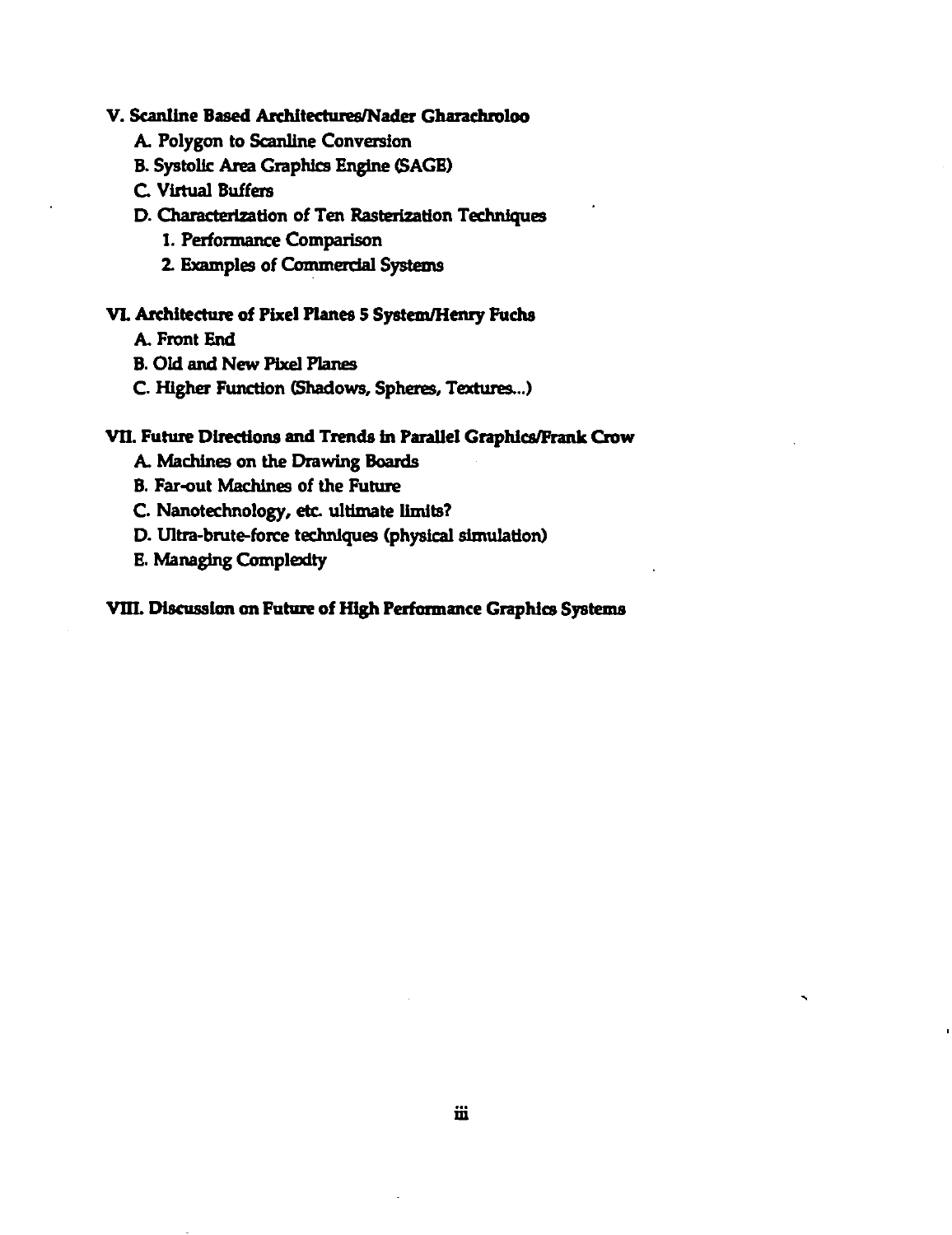**V. Scanline Based Architectures/Nader Gharachroloo**

- A. Polygon to Scanline Conversion
- B. Systolic Area Graphics Engine (SAGE)
- C. Virtual Buffers
- D. Characterization of Ten Rasterization Techniques
  - 1. Performance Comparison
  - 2. Examples of Commercial Systems

**VI. Architecture of Pixel Planes 5 System/Henry Fuchs**

- A. Front End
- B. Old and New Pixel Planes
- C. Higher Function (Shadows, Spheres, Textures...)

**VII. Future Directions and Trends in Parallel Graphics/Frank Crow**

- A. Machines on the Drawing Boards
- B. Far-out Machines of the Future
- C. Nanotechnology, etc. ultimate limits?
- D. Ultra-brute-force techniques (physical simulation)
- E. Managing Complexity

**VIII. Discussion on Future of High Performance Graphics Systems**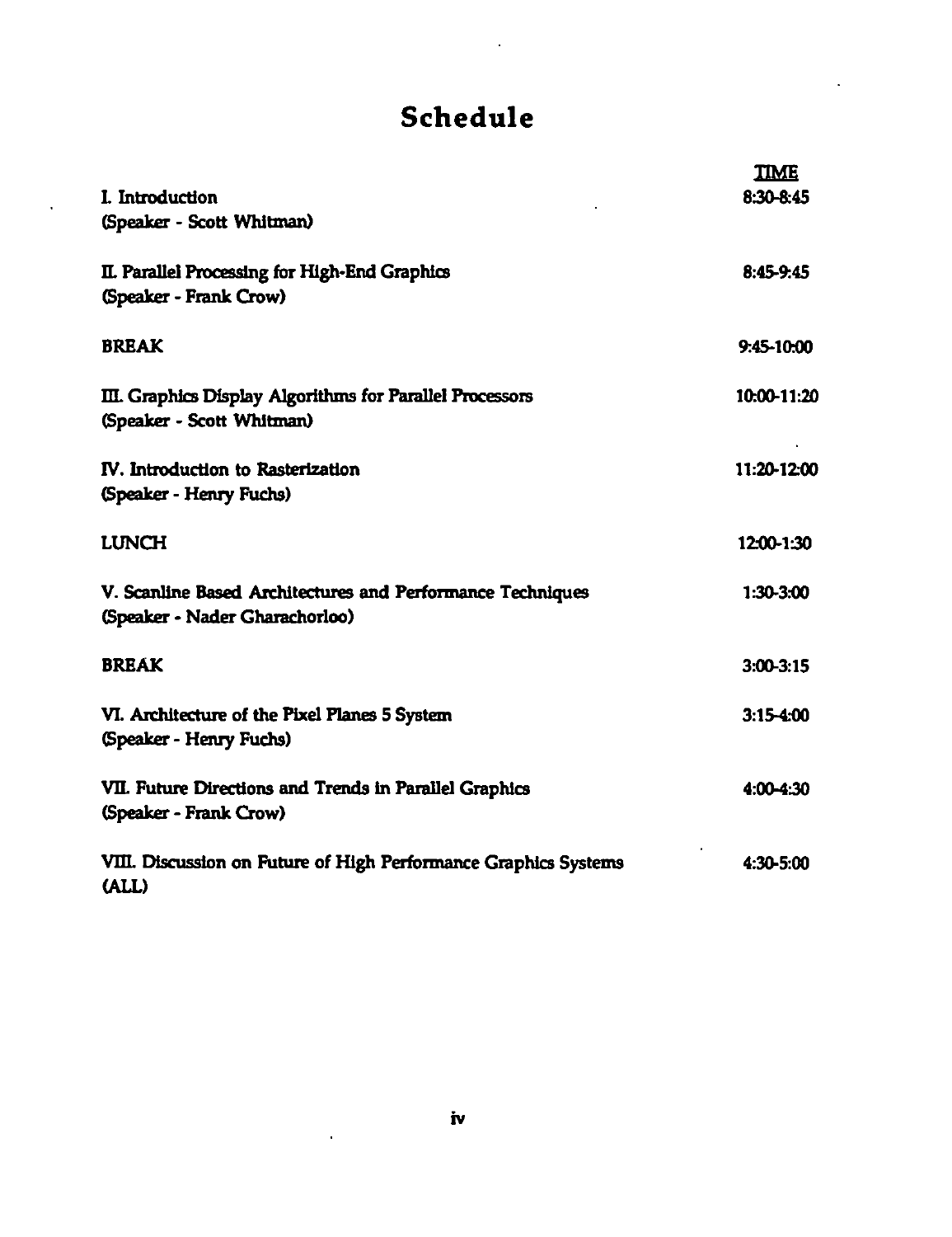# Schedule

| | TIME |
|---|---|
| I. Introduction<br>(Speaker - Scott Whitman) | 8:30-8:45 |
| II. Parallel Processing for High-End Graphics<br>(Speaker - Frank Crow) | 8:45-9:45 |
| **BREAK** | 9:45-10:00 |
| III. Graphics Display Algorithms for Parallel Processors<br>(Speaker - Scott Whitman) | 10:00-11:20 |
| IV. Introduction to Rasterization<br>(Speaker - Henry Fuchs) | 11:20-12:00 |
| **LUNCH** | 12:00-1:30 |
| V. Scanline Based Architectures and Performance Techniques<br>(Speaker - Nader Gharachorloo) | 1:30-3:00 |
| **BREAK** | 3:00-3:15 |
| VI. Architecture of the Pixel Planes 5 System<br>(Speaker - Henry Fuchs) | 3:15-4:00 |
| VII. Future Directions and Trends in Parallel Graphics<br>(Speaker - Frank Crow) | 4:00-4:30 |
| VIII. Discussion on Future of High Performance Graphics Systems<br>(ALL) | 4:30-5:00 |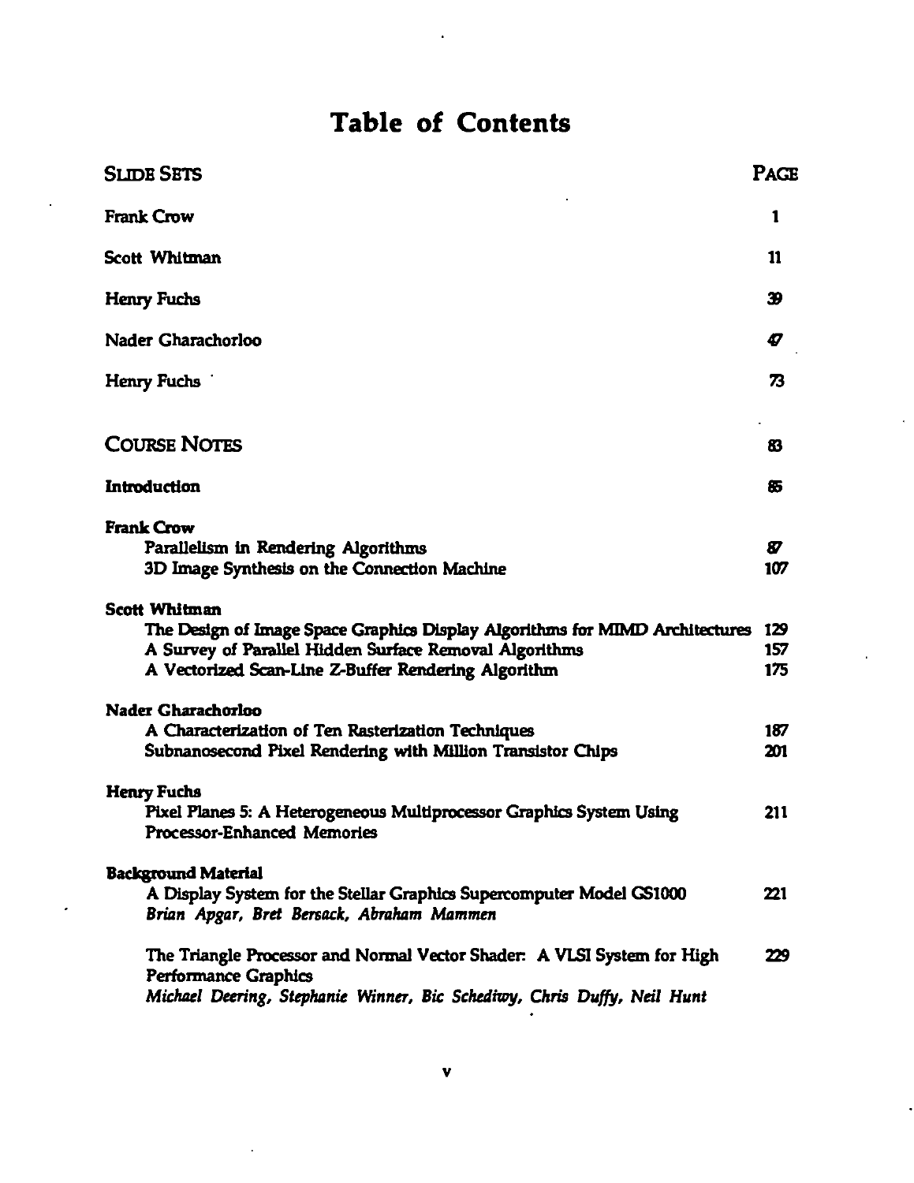# Table of Contents

| SLIDE SETS | PAGE |
|---|---|
| Frank Crow | 1 |
| Scott Whitman | 11 |
| Henry Fuchs | 39 |
| Nader Gharachorloo | 47 |
| Henry Fuchs | 73 |

| | |
|---|---|
| COURSE NOTES | 83 |
| **Introduction** | 85 |
| **Frank Crow** | |
| Parallelism in Rendering Algorithms | 87 |
| 3D Image Synthesis on the Connection Machine | 107 |
| **Scott Whitman** | |
| The Design of Image Space Graphics Display Algorithms for MIMD Architectures | 129 |
| A Survey of Parallel Hidden Surface Removal Algorithms | 157 |
| A Vectorized Scan-Line Z-Buffer Rendering Algorithm | 175 |
| **Nader Gharachorloo** | |
| A Characterization of Ten Rasterization Techniques | 187 |
| Subnanosecond Pixel Rendering with Million Transistor Chips | 201 |
| **Henry Fuchs** | |
| Pixel Planes 5: A Heterogeneous Multiprocessor Graphics System Using Processor-Enhanced Memories | 211 |
| **Background Material** | |
| A Display System for the Stellar Graphics Supercomputer Model GS1000 *Brian Apgar, Bret Bersack, Abraham Mammen* | 221 |
| The Triangle Processor and Normal Vector Shader: A VLSI System for High Performance Graphics *Michael Deering, Stephanie Winner, Bic Schediwy, Chris Duffy, Neil Hunt* | 229 |